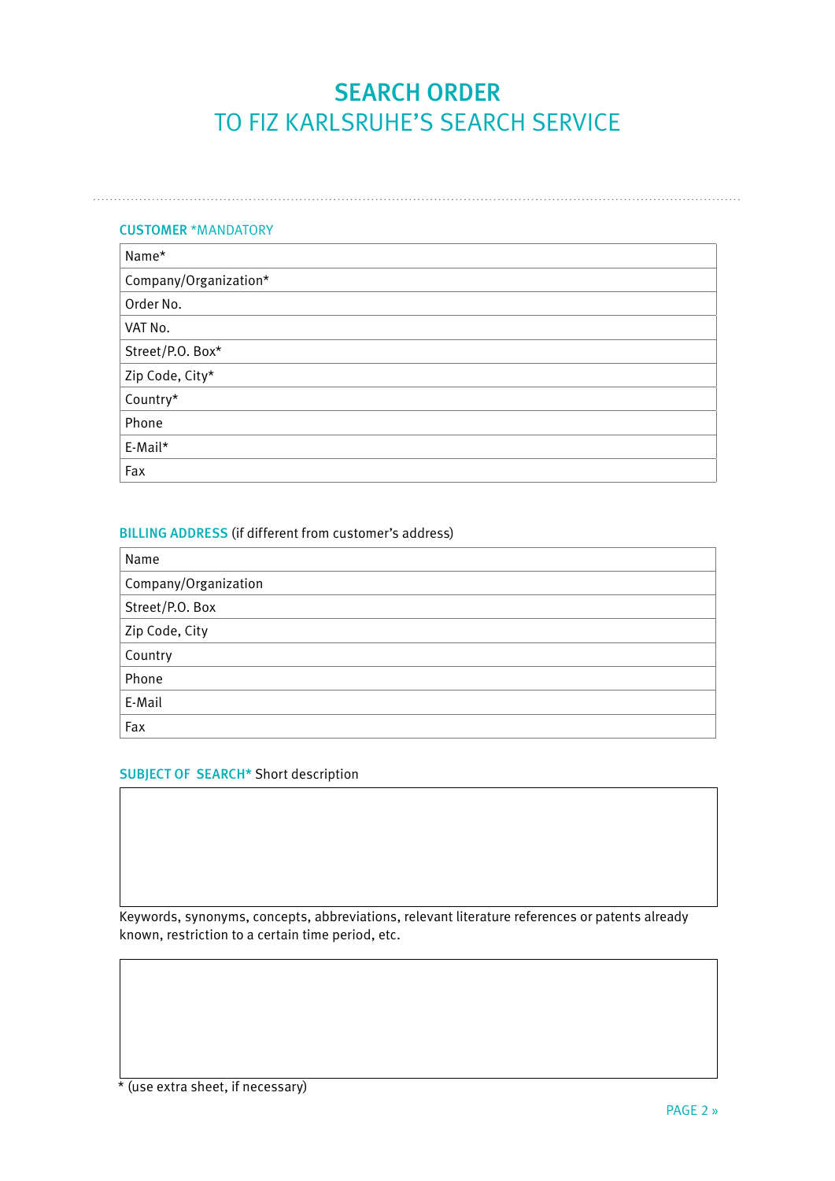# SEARCH ORDER
## TO FIZ KARLSRUHE'S SEARCH SERVICE

---

### CUSTOMER *MANDATORY

| |
|---|
| Name* |
| Company/Organization* |
| Order No. |
| VAT No. |
| Street/P.O. Box* |
| Zip Code, City* |
| Country* |
| Phone |
| E-Mail* |
| Fax |

### BILLING ADDRESS (if different from customer's address)

| |
|---|
| Name |
| Company/Organization |
| Street/P.O. Box |
| Zip Code, City |
| Country |
| Phone |
| E-Mail |
| Fax |

### SUBJECT OF SEARCH* Short description

| |
|---|
| |

Keywords, synonyms, concepts, abbreviations, relevant literature references or patents already known, restriction to a certain time period, etc.

| |
|---|
| |

* (use extra sheet, if necessary)

PAGE 2 »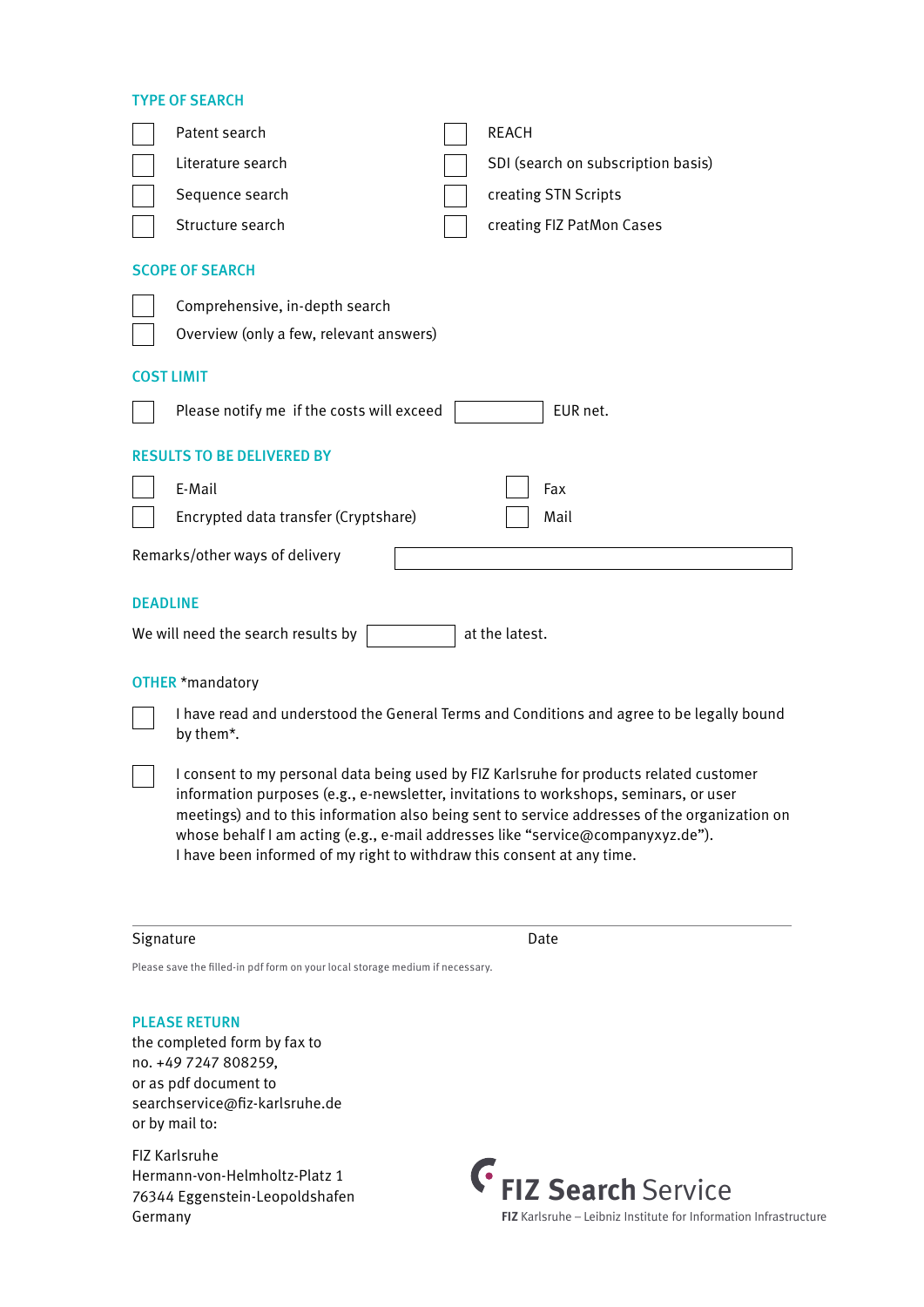## TYPE OF SEARCH

- [ ] Patent search
- [ ] Literature search
- [ ] Sequence search
- [ ] Structure search
- [ ] REACH
- [ ] SDI (search on subscription basis)
- [ ] creating STN Scripts
- [ ] creating FIZ PatMon Cases

## SCOPE OF SEARCH

- [ ] Comprehensive, in-depth search
- [ ] Overview (only a few, relevant answers)

## COST LIMIT

- [ ] Please notify me if the costs will exceed ________ EUR net.

## RESULTS TO BE DELIVERED BY

- [ ] E-Mail
- [ ] Encrypted data transfer (Cryptshare)
- [ ] Fax
- [ ] Mail

Remarks/other ways of delivery ________

## DEADLINE

We will need the search results by ________ at the latest.

## OTHER *mandatory

- [ ] I have read and understood the General Terms and Conditions and agree to be legally bound by them*.
- [ ] I consent to my personal data being used by FIZ Karlsruhe for products related customer information purposes (e.g., e-newsletter, invitations to workshops, seminars, or user meetings) and to this information also being sent to service addresses of the organization on whose behalf I am acting (e.g., e-mail addresses like "service@companyxyz.de"). I have been informed of my right to withdraw this consent at any time.

Signature ________ Date ________

Please save the filled-in pdf form on your local storage medium if necessary.

## PLEASE RETURN

the completed form by fax to no. +49 7247 808259, or as pdf document to searchservice@fiz-karlsruhe.de or by mail to:

FIZ Karlsruhe
Hermann-von-Helmholtz-Platz 1
76344 Eggenstein-Leopoldshafen
Germany

**FIZ Search** Service
**FIZ** Karlsruhe – Leibniz Institute for Information Infrastructure